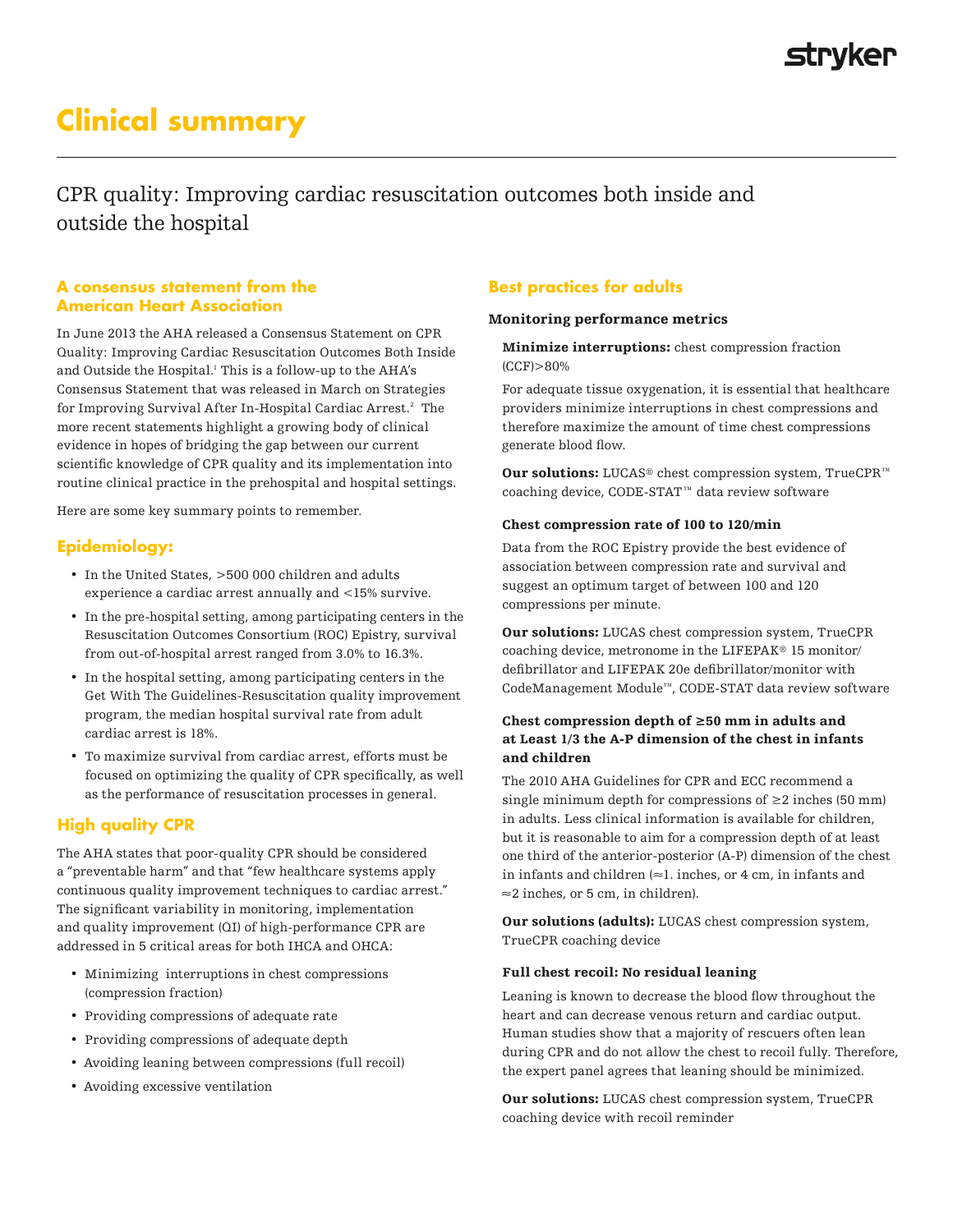# Clinical summary

## CPR quality: Improving cardiac resuscitation outcomes both inside and outside the hospital

### A consensus statement from the American Heart Association

In June 2013 the AHA released a Consensus Statement on CPR Quality: Improving Cardiac Resuscitation Outcomes Both Inside and Outside the Hospital.[1] This is a follow-up to the AHA's Consensus Statement that was released in March on Strategies for Improving Survival After In-Hospital Cardiac Arrest.[2] The more recent statements highlight a growing body of clinical evidence in hopes of bridging the gap between our current scientific knowledge of CPR quality and its implementation into routine clinical practice in the prehospital and hospital settings.

Here are some key summary points to remember.

### Epidemiology:

- In the United States, >500 000 children and adults experience a cardiac arrest annually and <15% survive.
- In the pre-hospital setting, among participating centers in the Resuscitation Outcomes Consortium (ROC) Epistry, survival from out-of-hospital arrest ranged from 3.0% to 16.3%.
- In the hospital setting, among participating centers in the Get With The Guidelines-Resuscitation quality improvement program, the median hospital survival rate from adult cardiac arrest is 18%.
- To maximize survival from cardiac arrest, efforts must be focused on optimizing the quality of CPR specifically, as well as the performance of resuscitation processes in general.

### High quality CPR

The AHA states that poor-quality CPR should be considered a "preventable harm" and that "few healthcare systems apply continuous quality improvement techniques to cardiac arrest." The significant variability in monitoring, implementation and quality improvement (QI) of high-performance CPR are addressed in 5 critical areas for both IHCA and OHCA:

- Minimizing interruptions in chest compressions (compression fraction)
- Providing compressions of adequate rate
- Providing compressions of adequate depth
- Avoiding leaning between compressions (full recoil)
- Avoiding excessive ventilation

### Best practices for adults

#### Monitoring performance metrics

**Minimize interruptions:** chest compression fraction (CCF)>80%

For adequate tissue oxygenation, it is essential that healthcare providers minimize interruptions in chest compressions and therefore maximize the amount of time chest compressions generate blood flow.

**Our solutions:** LUCAS® chest compression system, TrueCPR™ coaching device, CODE-STAT™ data review software

**Chest compression rate of 100 to 120/min**

Data from the ROC Epistry provide the best evidence of association between compression rate and survival and suggest an optimum target of between 100 and 120 compressions per minute.

**Our solutions:** LUCAS chest compression system, TrueCPR coaching device, metronome in the LIFEPAK® 15 monitor/defibrillator and LIFEPAK 20e defibrillator/monitor with CodeManagement Module™, CODE-STAT data review software

**Chest compression depth of ≥50 mm in adults and at Least 1/3 the A-P dimension of the chest in infants and children**

The 2010 AHA Guidelines for CPR and ECC recommend a single minimum depth for compressions of ≥2 inches (50 mm) in adults. Less clinical information is available for children, but it is reasonable to aim for a compression depth of at least one third of the anterior-posterior (A-P) dimension of the chest in infants and children (≈1. inches, or 4 cm, in infants and ≈2 inches, or 5 cm, in children).

**Our solutions (adults):** LUCAS chest compression system, TrueCPR coaching device

**Full chest recoil: No residual leaning**

Leaning is known to decrease the blood flow throughout the heart and can decrease venous return and cardiac output. Human studies show that a majority of rescuers often lean during CPR and do not allow the chest to recoil fully. Therefore, the expert panel agrees that leaning should be minimized.

**Our solutions:** LUCAS chest compression system, TrueCPR coaching device with recoil reminder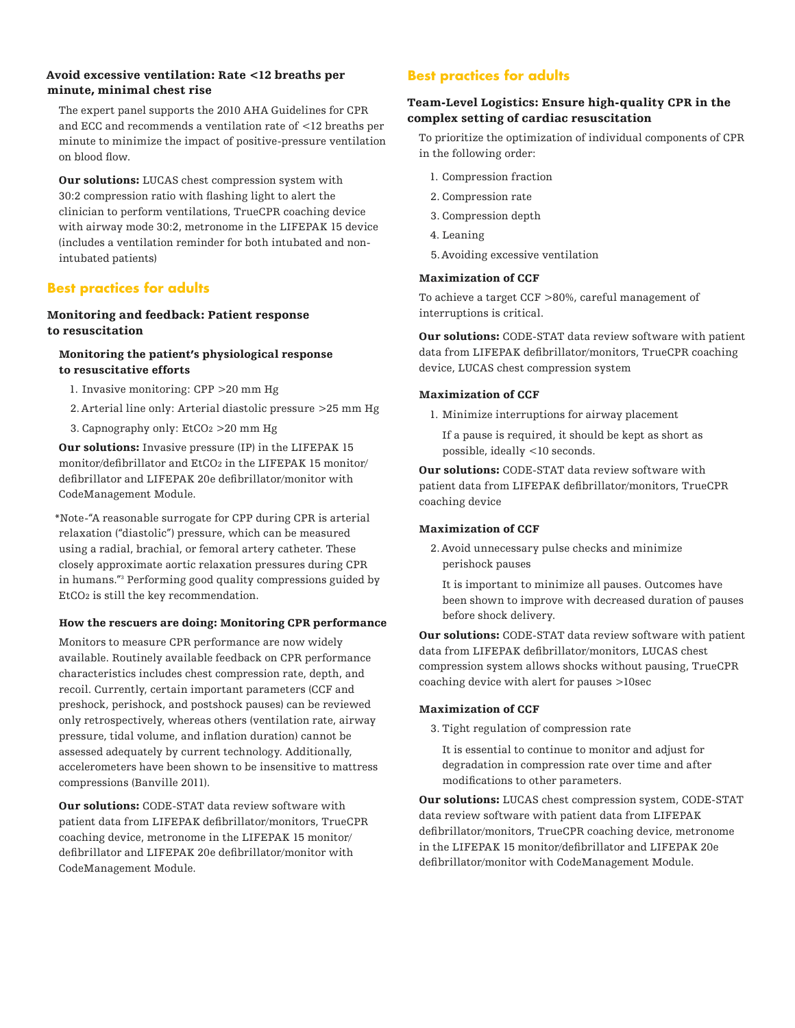### Avoid excessive ventilation: Rate <12 breaths per minute, minimal chest rise

The expert panel supports the 2010 AHA Guidelines for CPR and ECC and recommends a ventilation rate of <12 breaths per minute to minimize the impact of positive-pressure ventilation on blood flow.

**Our solutions:** LUCAS chest compression system with 30:2 compression ratio with flashing light to alert the clinician to perform ventilations, TrueCPR coaching device with airway mode 30:2, metronome in the LIFEPAK 15 device (includes a ventilation reminder for both intubated and non-intubated patients)

## Best practices for adults

### Monitoring and feedback: Patient response to resuscitation

#### Monitoring the patient's physiological response to resuscitative efforts

1. Invasive monitoring: CPP >20 mm Hg
2. Arterial line only: Arterial diastolic pressure >25 mm Hg
3. Capnography only: $EtCO_2$ >20 mm Hg

**Our solutions:** Invasive pressure (IP) in the LIFEPAK 15 monitor/defibrillator and $EtCO_2$ in the LIFEPAK 15 monitor/defibrillator and LIFEPAK 20e defibrillator/monitor with CodeManagement Module.

*Note-"A reasonable surrogate for CPP during CPR is arterial relaxation ("diastolic") pressure, which can be measured using a radial, brachial, or femoral artery catheter. These closely approximate aortic relaxation pressures during CPR in humans."[3] Performing good quality compressions guided by $EtCO_2$ is still the key recommendation.

#### How the rescuers are doing: Monitoring CPR performance

Monitors to measure CPR performance are now widely available. Routinely available feedback on CPR performance characteristics includes chest compression rate, depth, and recoil. Currently, certain important parameters (CCF and preshock, perishock, and postshock pauses) can be reviewed only retrospectively, whereas others (ventilation rate, airway pressure, tidal volume, and inflation duration) cannot be assessed adequately by current technology. Additionally, accelerometers have been shown to be insensitive to mattress compressions (Banville 2011).

**Our solutions:** CODE-STAT data review software with patient data from LIFEPAK defibrillator/monitors, TrueCPR coaching device, metronome in the LIFEPAK 15 monitor/defibrillator and LIFEPAK 20e defibrillator/monitor with CodeManagement Module.

## Best practices for adults

### Team-Level Logistics: Ensure high-quality CPR in the complex setting of cardiac resuscitation

To prioritize the optimization of individual components of CPR in the following order:

1. Compression fraction
2. Compression rate
3. Compression depth
4. Leaning
5. Avoiding excessive ventilation

#### Maximization of CCF

To achieve a target CCF >80%, careful management of interruptions is critical.

**Our solutions:** CODE-STAT data review software with patient data from LIFEPAK defibrillator/monitors, TrueCPR coaching device, LUCAS chest compression system

#### Maximization of CCF

1. Minimize interruptions for airway placement

   If a pause is required, it should be kept as short as possible, ideally <10 seconds.

**Our solutions:** CODE-STAT data review software with patient data from LIFEPAK defibrillator/monitors, TrueCPR coaching device

#### Maximization of CCF

2. Avoid unnecessary pulse checks and minimize perishock pauses

   It is important to minimize all pauses. Outcomes have been shown to improve with decreased duration of pauses before shock delivery.

**Our solutions:** CODE-STAT data review software with patient data from LIFEPAK defibrillator/monitors, LUCAS chest compression system allows shocks without pausing, TrueCPR coaching device with alert for pauses >10sec

#### Maximization of CCF

3. Tight regulation of compression rate

   It is essential to continue to monitor and adjust for degradation in compression rate over time and after modifications to other parameters.

**Our solutions:** LUCAS chest compression system, CODE-STAT data review software with patient data from LIFEPAK defibrillator/monitors, TrueCPR coaching device, metronome in the LIFEPAK 15 monitor/defibrillator and LIFEPAK 20e defibrillator/monitor with CodeManagement Module.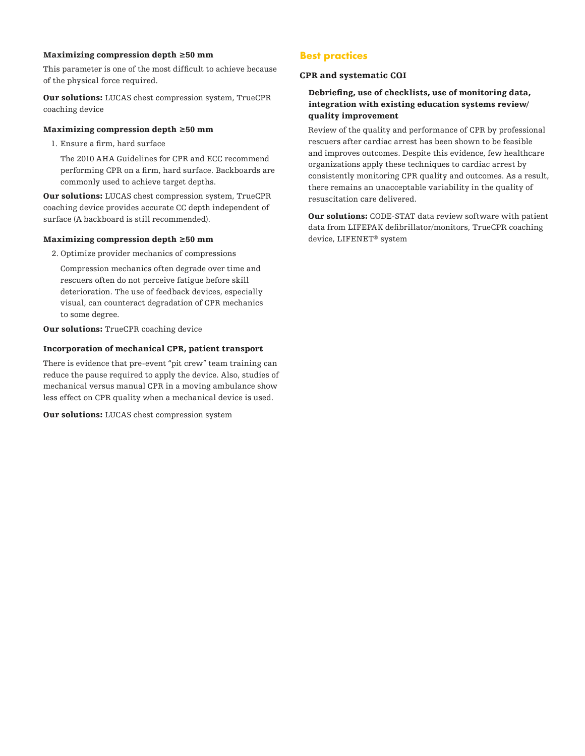### Maximizing compression depth ≥50 mm

This parameter is one of the most difficult to achieve because of the physical force required.

**Our solutions:** LUCAS chest compression system, TrueCPR coaching device

### Maximizing compression depth ≥50 mm

1. Ensure a firm, hard surface

   The 2010 AHA Guidelines for CPR and ECC recommend performing CPR on a firm, hard surface. Backboards are commonly used to achieve target depths.

**Our solutions:** LUCAS chest compression system, TrueCPR coaching device provides accurate CC depth independent of surface (A backboard is still recommended).

### Maximizing compression depth ≥50 mm

2. Optimize provider mechanics of compressions

   Compression mechanics often degrade over time and rescuers often do not perceive fatigue before skill deterioration. The use of feedback devices, especially visual, can counteract degradation of CPR mechanics to some degree.

**Our solutions:** TrueCPR coaching device

### Incorporation of mechanical CPR, patient transport

There is evidence that pre-event "pit crew" team training can reduce the pause required to apply the device. Also, studies of mechanical versus manual CPR in a moving ambulance show less effect on CPR quality when a mechanical device is used.

**Our solutions:** LUCAS chest compression system

## Best practices

### CPR and systematic CQI

#### Debriefing, use of checklists, use of monitoring data, integration with existing education systems review/ quality improvement

Review of the quality and performance of CPR by professional rescuers after cardiac arrest has been shown to be feasible and improves outcomes. Despite this evidence, few healthcare organizations apply these techniques to cardiac arrest by consistently monitoring CPR quality and outcomes. As a result, there remains an unacceptable variability in the quality of resuscitation care delivered.

**Our solutions:** CODE-STAT data review software with patient data from LIFEPAK defibrillator/monitors, TrueCPR coaching device, LIFENET® system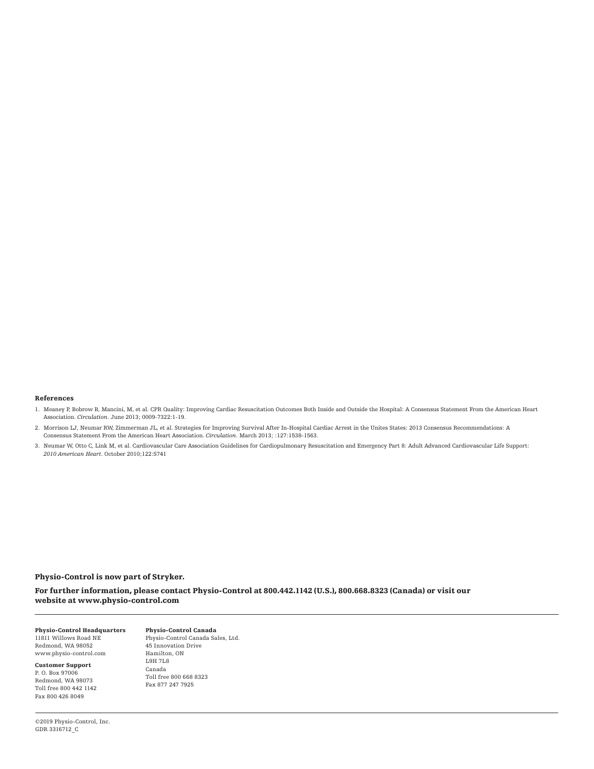**References**

1. Meaney P, Bobrow B, Mancini, M, et al. CPR Quality: Improving Cardiac Resuscitation Outcomes Both Inside and Outside the Hospital: A Consensus Statement From the American Heart Association. *Circulation*. June 2013; 0009-7322:1-19.
2. Morrison LJ, Neumar RW, Zimmerman JL, et al. Strategies for Improving Survival After In-Hospital Cardiac Arrest in the Unites States: 2013 Consensus Recommendations: A Consensus Statement From the American Heart Association. *Circulation*. March 2013; :127:1538-1563.
3. Neumar W, Otto C, Link M, et al. Cardiovascular Care Association Guidelines for Cardiopulmonary Resuscitation and Emergency Part 8: Adult Advanced Cardiovascular Life Support: *2010 American Heart*. October 2010;122:S741

**Physio-Control is now part of Stryker.**

**For further information, please contact Physio-Control at 800.442.1142 (U.S.), 800.668.8323 (Canada) or visit our website at www.physio-control.com**

---

**Physio-Control Headquarters**
11811 Willows Road NE
Redmond, WA 98052
www.physio-control.com

**Customer Support**
P. O. Box 97006
Redmond, WA 98073
Toll free 800 442 1142
Fax 800 426 8049

**Physio-Control Canada**
Physio-Control Canada Sales, Ltd.
45 Innovation Drive
Hamilton, ON
L9H 7L8
Canada
Toll free 800 668 8323
Fax 877 247 7925

---

©2019 Physio-Control, Inc.
GDR 3316712_C